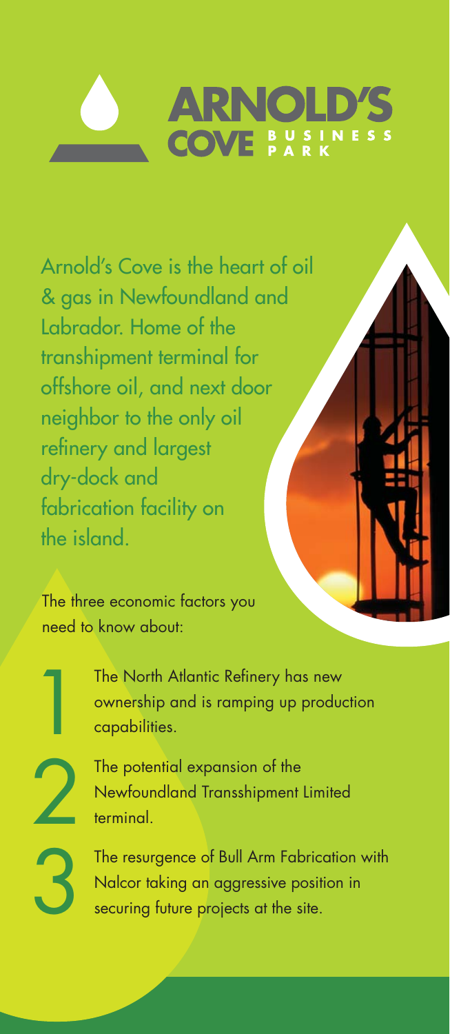# ARNOLD'S COVE BUSINESS PARK

Arnold's Cove is the heart of oil & gas in Newfoundland and Labrador. Home of the transhipment terminal for offshore oil, and next door neighbor to the only oil refinery and largest dry-dock and fabrication facility on the island.

The three economic factors you need to know about:

1. The North Atlantic Refinery has new ownership and is ramping up production capabilities.
2. The potential expansion of the Newfoundland Transshipment Limited terminal.
3. The resurgence of Bull Arm Fabrication with Nalcor taking an aggressive position in securing future projects at the site.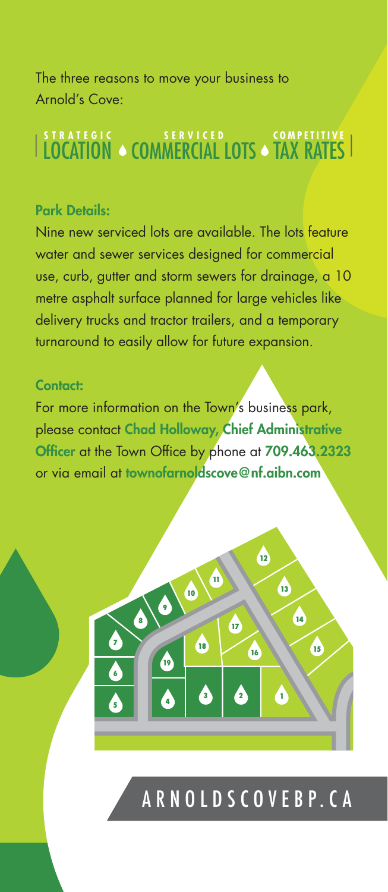The three reasons to move your business to Arnold's Cove:

**STRATEGIC LOCATION • SERVICED COMMERCIAL LOTS • COMPETITIVE TAX RATES**

**Park Details:**

Nine new serviced lots are available. The lots feature water and sewer services designed for commercial use, curb, gutter and storm sewers for drainage, a 10 metre asphalt surface planned for large vehicles like delivery trucks and tractor trailers, and a temporary turnaround to easily allow for future expansion.

**Contact:**

For more information on the Town's business park, please contact **Chad Holloway, Chief Administrative Officer** at the Town Office by phone at **709.463.2323** or via email at **townofarnoldscove@nf.aibn.com**

12
13
11
10
9
14
8
17
7
18
15
16
19
6
3
2
1
5
4

ARNOLDSCOVEBP.CA